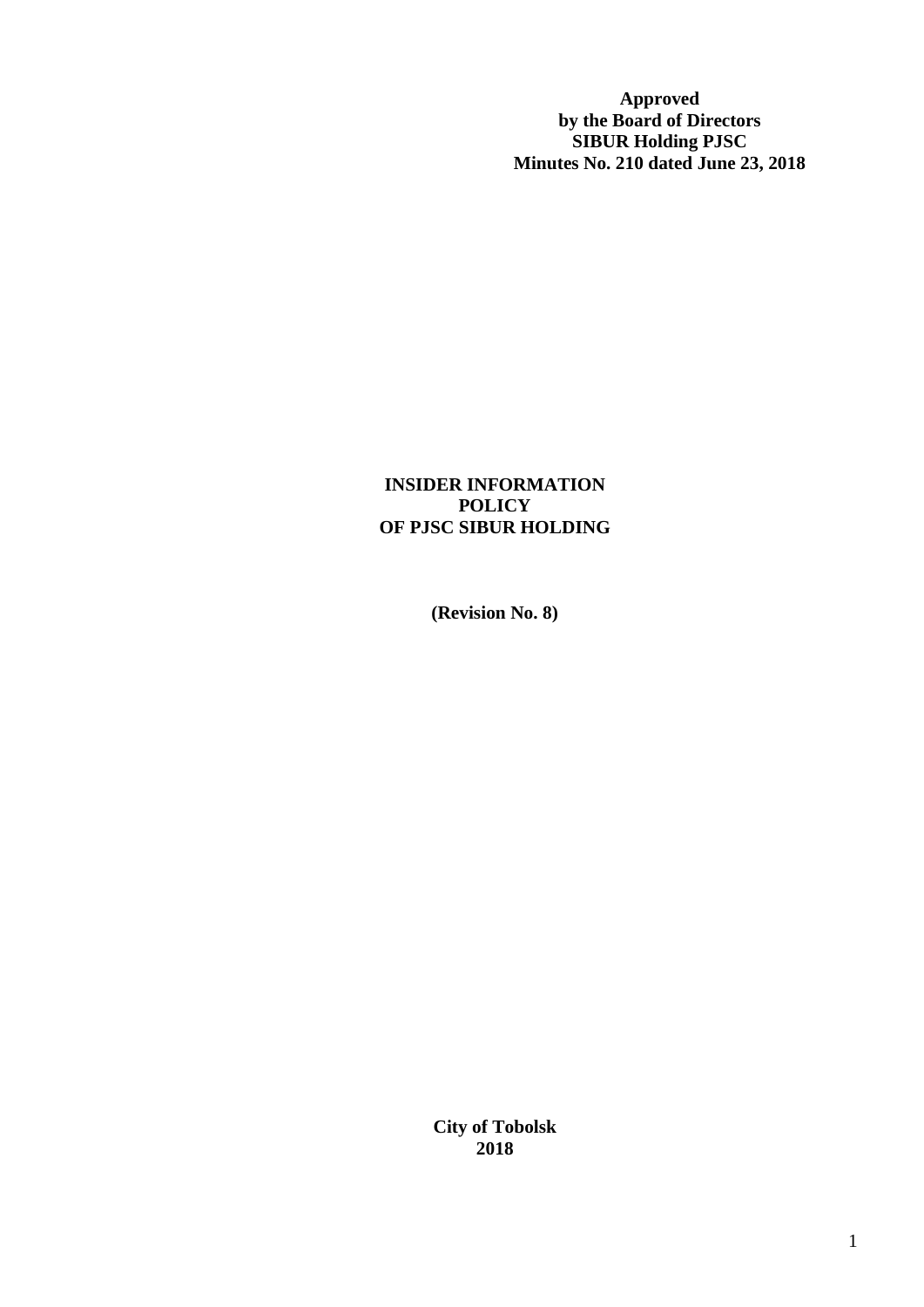**Approved**
**by the Board of Directors**
**SIBUR Holding PJSC**
**Minutes No. 210 dated June 23, 2018**

# INSIDER INFORMATION POLICY OF PJSC SIBUR HOLDING

**(Revision No. 8)**

**City of Tobolsk**
**2018**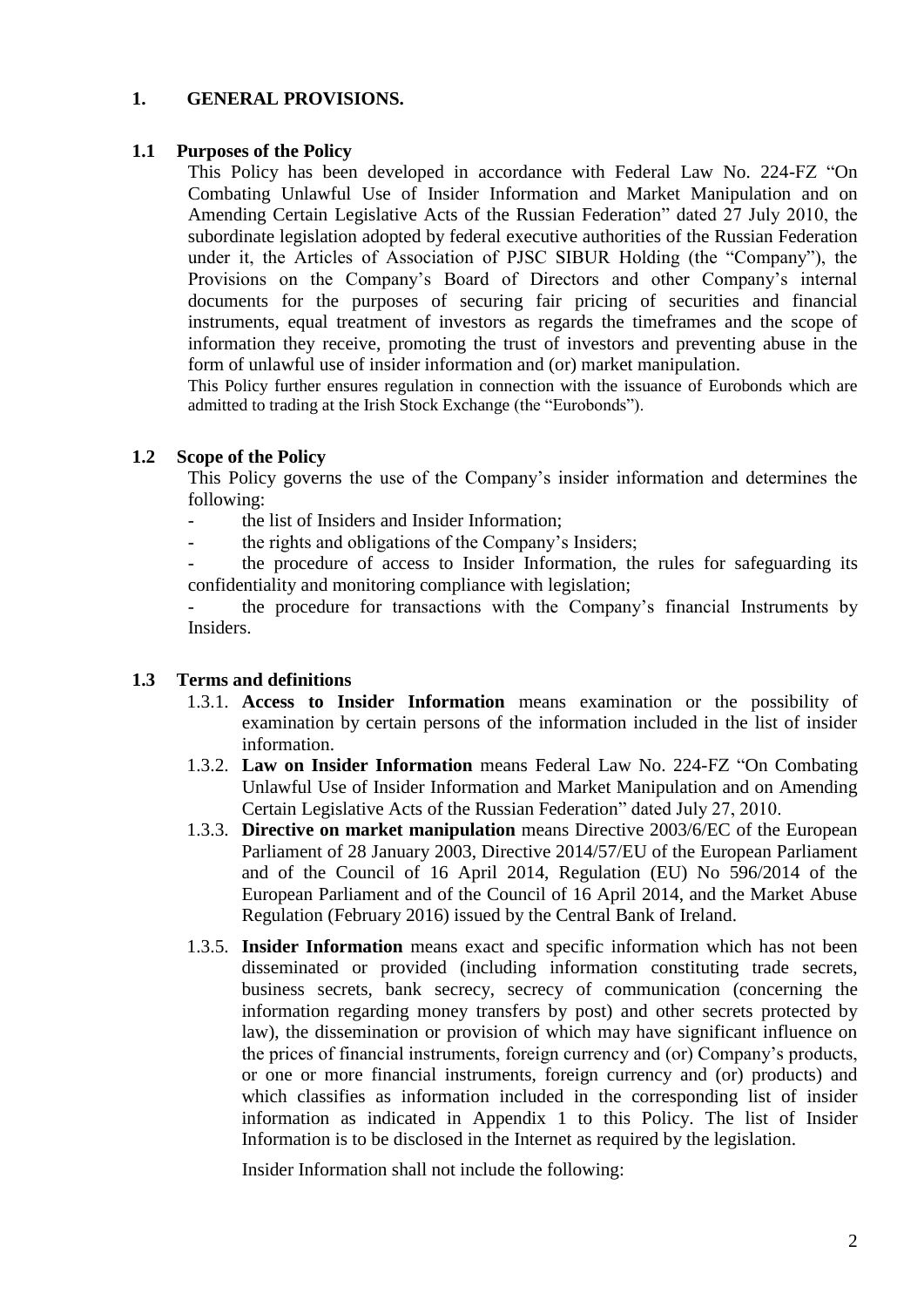# 1. GENERAL PROVISIONS.

## 1.1 Purposes of the Policy

This Policy has been developed in accordance with Federal Law No. 224-FZ "On Combating Unlawful Use of Insider Information and Market Manipulation and on Amending Certain Legislative Acts of the Russian Federation" dated 27 July 2010, the subordinate legislation adopted by federal executive authorities of the Russian Federation under it, the Articles of Association of PJSC SIBUR Holding (the "Company"), the Provisions on the Company's Board of Directors and other Company's internal documents for the purposes of securing fair pricing of securities and financial instruments, equal treatment of investors as regards the timeframes and the scope of information they receive, promoting the trust of investors and preventing abuse in the form of unlawful use of insider information and (or) market manipulation.

This Policy further ensures regulation in connection with the issuance of Eurobonds which are admitted to trading at the Irish Stock Exchange (the "Eurobonds").

## 1.2 Scope of the Policy

This Policy governs the use of the Company's insider information and determines the following:

- the list of Insiders and Insider Information;
- the rights and obligations of the Company's Insiders;
- the procedure of access to Insider Information, the rules for safeguarding its confidentiality and monitoring compliance with legislation;
- the procedure for transactions with the Company's financial Instruments by Insiders.

## 1.3 Terms and definitions

1.3.1. **Access to Insider Information** means examination or the possibility of examination by certain persons of the information included in the list of insider information.

1.3.2. **Law on Insider Information** means Federal Law No. 224-FZ "On Combating Unlawful Use of Insider Information and Market Manipulation and on Amending Certain Legislative Acts of the Russian Federation" dated July 27, 2010.

1.3.3. **Directive on market manipulation** means Directive 2003/6/EC of the European Parliament of 28 January 2003, Directive 2014/57/EU of the European Parliament and of the Council of 16 April 2014, Regulation (EU) No 596/2014 of the European Parliament and of the Council of 16 April 2014, and the Market Abuse Regulation (February 2016) issued by the Central Bank of Ireland.

1.3.5. **Insider Information** means exact and specific information which has not been disseminated or provided (including information constituting trade secrets, business secrets, bank secrecy, secrecy of communication (concerning the information regarding money transfers by post) and other secrets protected by law), the dissemination or provision of which may have significant influence on the prices of financial instruments, foreign currency and (or) Company's products, or one or more financial instruments, foreign currency and (or) products) and which classifies as information included in the corresponding list of insider information as indicated in Appendix 1 to this Policy. The list of Insider Information is to be disclosed in the Internet as required by the legislation.

Insider Information shall not include the following: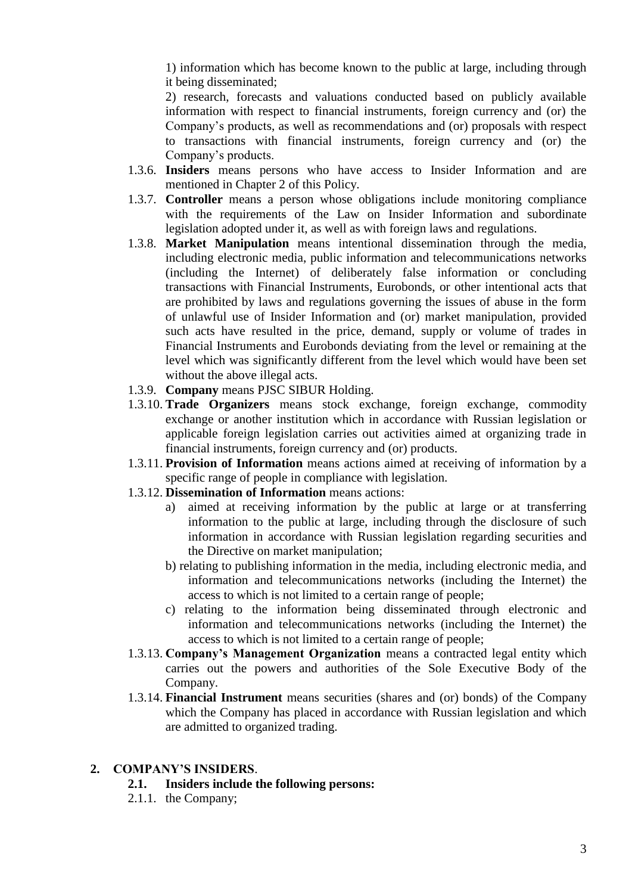1) information which has become known to the public at large, including through it being disseminated;

2) research, forecasts and valuations conducted based on publicly available information with respect to financial instruments, foreign currency and (or) the Company's products, as well as recommendations and (or) proposals with respect to transactions with financial instruments, foreign currency and (or) the Company's products.

1.3.6. **Insiders** means persons who have access to Insider Information and are mentioned in Chapter 2 of this Policy.

1.3.7. **Controller** means a person whose obligations include monitoring compliance with the requirements of the Law on Insider Information and subordinate legislation adopted under it, as well as with foreign laws and regulations.

1.3.8. **Market Manipulation** means intentional dissemination through the media, including electronic media, public information and telecommunications networks (including the Internet) of deliberately false information or concluding transactions with Financial Instruments, Eurobonds, or other intentional acts that are prohibited by laws and regulations governing the issues of abuse in the form of unlawful use of Insider Information and (or) market manipulation, provided such acts have resulted in the price, demand, supply or volume of trades in Financial Instruments and Eurobonds deviating from the level or remaining at the level which was significantly different from the level which would have been set without the above illegal acts.

1.3.9. **Company** means PJSC SIBUR Holding.

1.3.10. **Trade Organizers** means stock exchange, foreign exchange, commodity exchange or another institution which in accordance with Russian legislation or applicable foreign legislation carries out activities aimed at organizing trade in financial instruments, foreign currency and (or) products.

1.3.11. **Provision of Information** means actions aimed at receiving of information by a specific range of people in compliance with legislation.

1.3.12. **Dissemination of Information** means actions:

a) aimed at receiving information by the public at large or at transferring information to the public at large, including through the disclosure of such information in accordance with Russian legislation regarding securities and the Directive on market manipulation;

b) relating to publishing information in the media, including electronic media, and information and telecommunications networks (including the Internet) the access to which is not limited to a certain range of people;

c) relating to the information being disseminated through electronic and information and telecommunications networks (including the Internet) the access to which is not limited to a certain range of people;

1.3.13. **Company's Management Organization** means a contracted legal entity which carries out the powers and authorities of the Sole Executive Body of the Company.

1.3.14. **Financial Instrument** means securities (shares and (or) bonds) of the Company which the Company has placed in accordance with Russian legislation and which are admitted to organized trading.

## 2. COMPANY'S INSIDERS.

### 2.1. Insiders include the following persons:

2.1.1. the Company;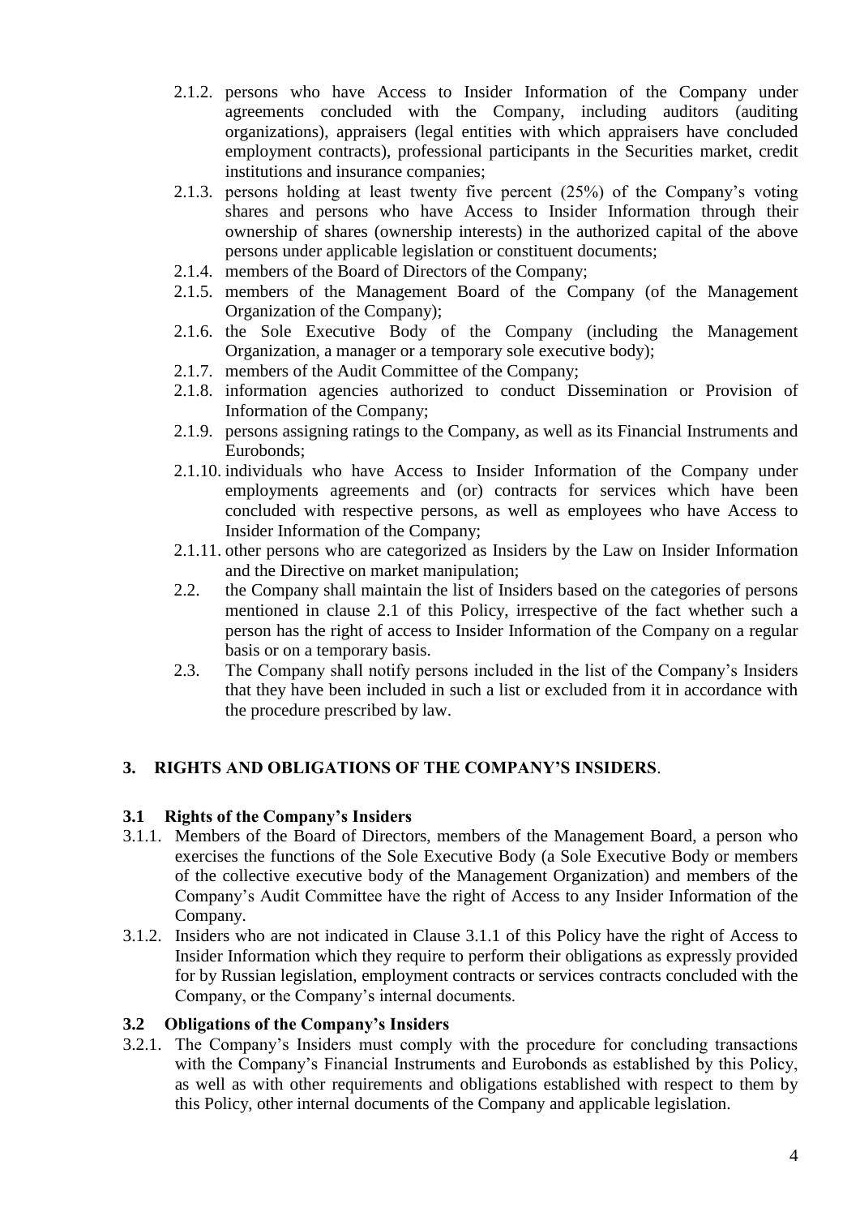2.1.2. persons who have Access to Insider Information of the Company under agreements concluded with the Company, including auditors (auditing organizations), appraisers (legal entities with which appraisers have concluded employment contracts), professional participants in the Securities market, credit institutions and insurance companies;

2.1.3. persons holding at least twenty five percent (25%) of the Company's voting shares and persons who have Access to Insider Information through their ownership of shares (ownership interests) in the authorized capital of the above persons under applicable legislation or constituent documents;

2.1.4. members of the Board of Directors of the Company;

2.1.5. members of the Management Board of the Company (of the Management Organization of the Company);

2.1.6. the Sole Executive Body of the Company (including the Management Organization, a manager or a temporary sole executive body);

2.1.7. members of the Audit Committee of the Company;

2.1.8. information agencies authorized to conduct Dissemination or Provision of Information of the Company;

2.1.9. persons assigning ratings to the Company, as well as its Financial Instruments and Eurobonds;

2.1.10. individuals who have Access to Insider Information of the Company under employments agreements and (or) contracts for services which have been concluded with respective persons, as well as employees who have Access to Insider Information of the Company;

2.1.11. other persons who are categorized as Insiders by the Law on Insider Information and the Directive on market manipulation;

2.2. the Company shall maintain the list of Insiders based on the categories of persons mentioned in clause 2.1 of this Policy, irrespective of the fact whether such a person has the right of access to Insider Information of the Company on a regular basis or on a temporary basis.

2.3. The Company shall notify persons included in the list of the Company's Insiders that they have been included in such a list or excluded from it in accordance with the procedure prescribed by law.

## 3. RIGHTS AND OBLIGATIONS OF THE COMPANY'S INSIDERS.

### 3.1 Rights of the Company's Insiders

3.1.1. Members of the Board of Directors, members of the Management Board, a person who exercises the functions of the Sole Executive Body (a Sole Executive Body or members of the collective executive body of the Management Organization) and members of the Company's Audit Committee have the right of Access to any Insider Information of the Company.

3.1.2. Insiders who are not indicated in Clause 3.1.1 of this Policy have the right of Access to Insider Information which they require to perform their obligations as expressly provided for by Russian legislation, employment contracts or services contracts concluded with the Company, or the Company's internal documents.

### 3.2 Obligations of the Company's Insiders

3.2.1. The Company's Insiders must comply with the procedure for concluding transactions with the Company's Financial Instruments and Eurobonds as established by this Policy, as well as with other requirements and obligations established with respect to them by this Policy, other internal documents of the Company and applicable legislation.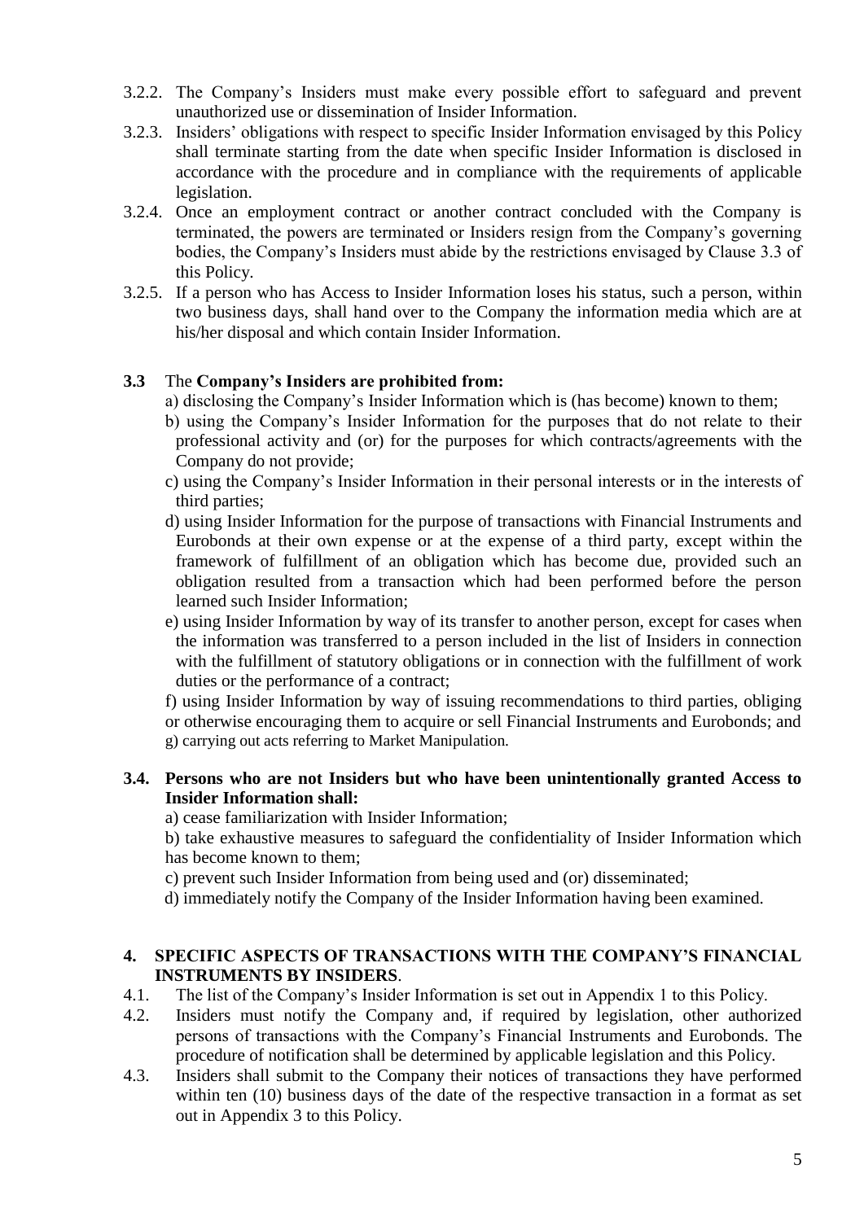3.2.2. The Company's Insiders must make every possible effort to safeguard and prevent unauthorized use or dissemination of Insider Information.

3.2.3. Insiders' obligations with respect to specific Insider Information envisaged by this Policy shall terminate starting from the date when specific Insider Information is disclosed in accordance with the procedure and in compliance with the requirements of applicable legislation.

3.2.4. Once an employment contract or another contract concluded with the Company is terminated, the powers are terminated or Insiders resign from the Company's governing bodies, the Company's Insiders must abide by the restrictions envisaged by Clause 3.3 of this Policy.

3.2.5. If a person who has Access to Insider Information loses his status, such a person, within two business days, shall hand over to the Company the information media which are at his/her disposal and which contain Insider Information.

**3.3** The **Company's Insiders are prohibited from:**

a) disclosing the Company's Insider Information which is (has become) known to them;

b) using the Company's Insider Information for the purposes that do not relate to their professional activity and (or) for the purposes for which contracts/agreements with the Company do not provide;

c) using the Company's Insider Information in their personal interests or in the interests of third parties;

d) using Insider Information for the purpose of transactions with Financial Instruments and Eurobonds at their own expense or at the expense of a third party, except within the framework of fulfillment of an obligation which has become due, provided such an obligation resulted from a transaction which had been performed before the person learned such Insider Information;

e) using Insider Information by way of its transfer to another person, except for cases when the information was transferred to a person included in the list of Insiders in connection with the fulfillment of statutory obligations or in connection with the fulfillment of work duties or the performance of a contract;

f) using Insider Information by way of issuing recommendations to third parties, obliging or otherwise encouraging them to acquire or sell Financial Instruments and Eurobonds; and

g) carrying out acts referring to Market Manipulation.

**3.4. Persons who are not Insiders but who have been unintentionally granted Access to Insider Information shall:**

a) cease familiarization with Insider Information;

b) take exhaustive measures to safeguard the confidentiality of Insider Information which has become known to them;

c) prevent such Insider Information from being used and (or) disseminated;

d) immediately notify the Company of the Insider Information having been examined.

## 4. SPECIFIC ASPECTS OF TRANSACTIONS WITH THE COMPANY'S FINANCIAL INSTRUMENTS BY INSIDERS.

4.1. The list of the Company's Insider Information is set out in Appendix 1 to this Policy.

4.2. Insiders must notify the Company and, if required by legislation, other authorized persons of transactions with the Company's Financial Instruments and Eurobonds. The procedure of notification shall be determined by applicable legislation and this Policy.

4.3. Insiders shall submit to the Company their notices of transactions they have performed within ten (10) business days of the date of the respective transaction in a format as set out in Appendix 3 to this Policy.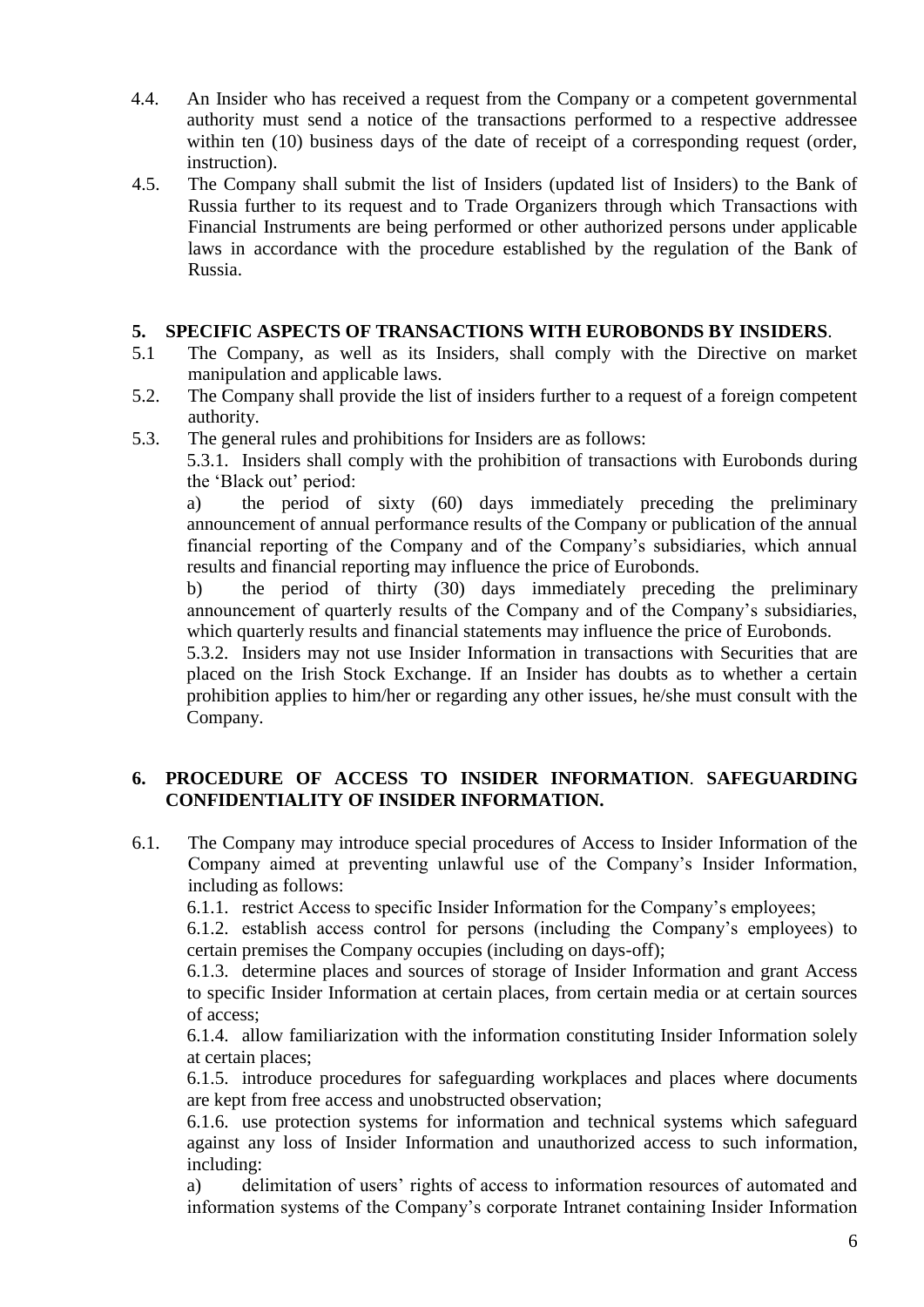4.4. An Insider who has received a request from the Company or a competent governmental authority must send a notice of the transactions performed to a respective addressee within ten (10) business days of the date of receipt of a corresponding request (order, instruction).

4.5. The Company shall submit the list of Insiders (updated list of Insiders) to the Bank of Russia further to its request and to Trade Organizers through which Transactions with Financial Instruments are being performed or other authorized persons under applicable laws in accordance with the procedure established by the regulation of the Bank of Russia.

## 5. SPECIFIC ASPECTS OF TRANSACTIONS WITH EUROBONDS BY INSIDERS.

5.1 The Company, as well as its Insiders, shall comply with the Directive on market manipulation and applicable laws.

5.2. The Company shall provide the list of insiders further to a request of a foreign competent authority.

5.3. The general rules and prohibitions for Insiders are as follows:

5.3.1. Insiders shall comply with the prohibition of transactions with Eurobonds during the 'Black out' period:

a) the period of sixty (60) days immediately preceding the preliminary announcement of annual performance results of the Company or publication of the annual financial reporting of the Company and of the Company's subsidiaries, which annual results and financial reporting may influence the price of Eurobonds.

b) the period of thirty (30) days immediately preceding the preliminary announcement of quarterly results of the Company and of the Company's subsidiaries, which quarterly results and financial statements may influence the price of Eurobonds.

5.3.2. Insiders may not use Insider Information in transactions with Securities that are placed on the Irish Stock Exchange. If an Insider has doubts as to whether a certain prohibition applies to him/her or regarding any other issues, he/she must consult with the Company.

## 6. PROCEDURE OF ACCESS TO INSIDER INFORMATION. SAFEGUARDING CONFIDENTIALITY OF INSIDER INFORMATION.

6.1. The Company may introduce special procedures of Access to Insider Information of the Company aimed at preventing unlawful use of the Company's Insider Information, including as follows:

6.1.1. restrict Access to specific Insider Information for the Company's employees;

6.1.2. establish access control for persons (including the Company's employees) to certain premises the Company occupies (including on days-off);

6.1.3. determine places and sources of storage of Insider Information and grant Access to specific Insider Information at certain places, from certain media or at certain sources of access;

6.1.4. allow familiarization with the information constituting Insider Information solely at certain places;

6.1.5. introduce procedures for safeguarding workplaces and places where documents are kept from free access and unobstructed observation;

6.1.6. use protection systems for information and technical systems which safeguard against any loss of Insider Information and unauthorized access to such information, including:

a) delimitation of users' rights of access to information resources of automated and information systems of the Company's corporate Intranet containing Insider Information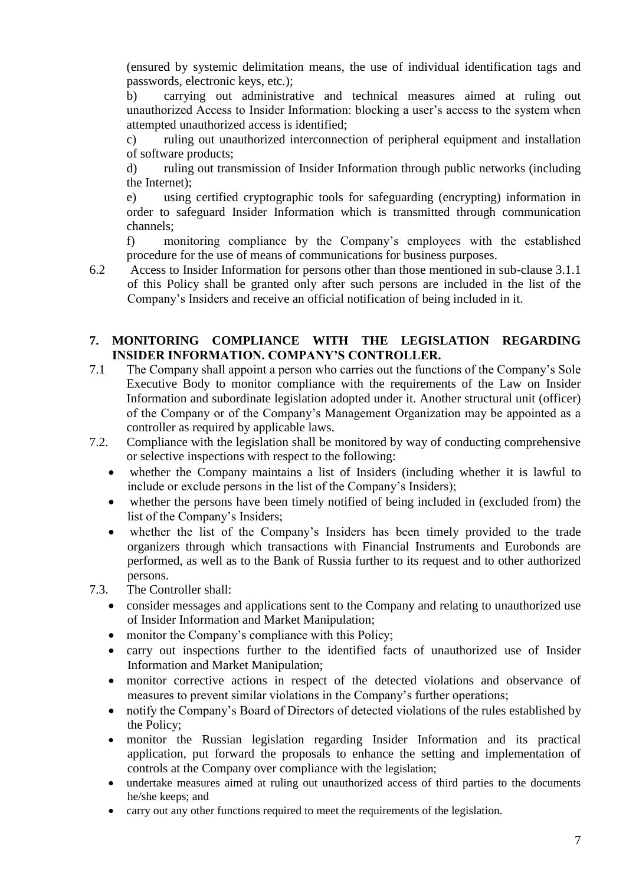(ensured by systemic delimitation means, the use of individual identification tags and passwords, electronic keys, etc.);

b) carrying out administrative and technical measures aimed at ruling out unauthorized Access to Insider Information: blocking a user's access to the system when attempted unauthorized access is identified;

c) ruling out unauthorized interconnection of peripheral equipment and installation of software products;

d) ruling out transmission of Insider Information through public networks (including the Internet);

e) using certified cryptographic tools for safeguarding (encrypting) information in order to safeguard Insider Information which is transmitted through communication channels;

f) monitoring compliance by the Company's employees with the established procedure for the use of means of communications for business purposes.

6.2 Access to Insider Information for persons other than those mentioned in sub-clause 3.1.1 of this Policy shall be granted only after such persons are included in the list of the Company's Insiders and receive an official notification of being included in it.

## 7. MONITORING COMPLIANCE WITH THE LEGISLATION REGARDING INSIDER INFORMATION. COMPANY'S CONTROLLER.

7.1 The Company shall appoint a person who carries out the functions of the Company's Sole Executive Body to monitor compliance with the requirements of the Law on Insider Information and subordinate legislation adopted under it. Another structural unit (officer) of the Company or of the Company's Management Organization may be appointed as a controller as required by applicable laws.

7.2. Compliance with the legislation shall be monitored by way of conducting comprehensive or selective inspections with respect to the following:

- whether the Company maintains a list of Insiders (including whether it is lawful to include or exclude persons in the list of the Company's Insiders);
- whether the persons have been timely notified of being included in (excluded from) the list of the Company's Insiders;
- whether the list of the Company's Insiders has been timely provided to the trade organizers through which transactions with Financial Instruments and Eurobonds are performed, as well as to the Bank of Russia further to its request and to other authorized persons.

7.3. The Controller shall:

- consider messages and applications sent to the Company and relating to unauthorized use of Insider Information and Market Manipulation;
- monitor the Company's compliance with this Policy;
- carry out inspections further to the identified facts of unauthorized use of Insider Information and Market Manipulation;
- monitor corrective actions in respect of the detected violations and observance of measures to prevent similar violations in the Company's further operations;
- notify the Company's Board of Directors of detected violations of the rules established by the Policy;
- monitor the Russian legislation regarding Insider Information and its practical application, put forward the proposals to enhance the setting and implementation of controls at the Company over compliance with the legislation;
- undertake measures aimed at ruling out unauthorized access of third parties to the documents he/she keeps; and
- carry out any other functions required to meet the requirements of the legislation.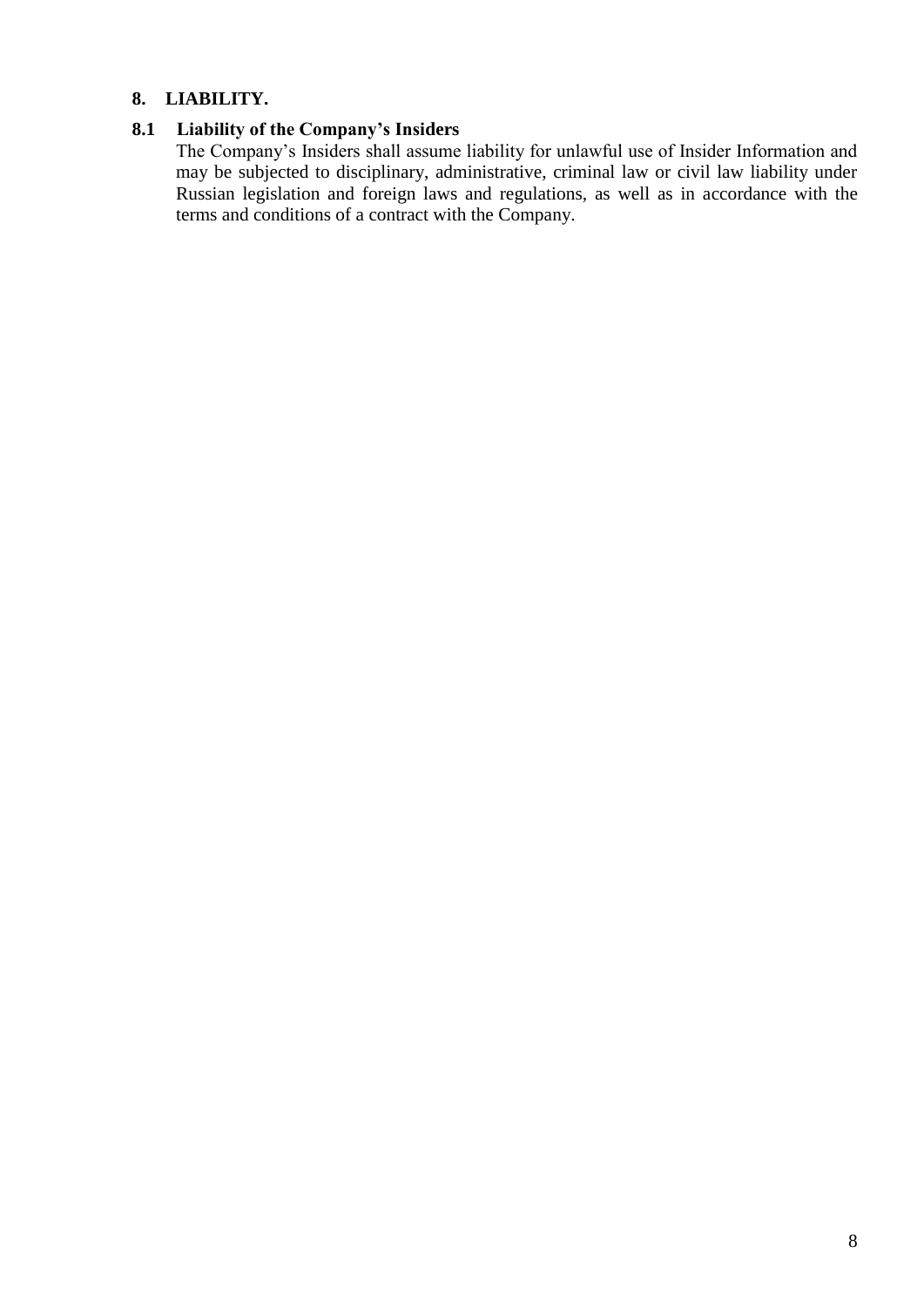## 8. LIABILITY.

### 8.1 Liability of the Company's Insiders

The Company's Insiders shall assume liability for unlawful use of Insider Information and may be subjected to disciplinary, administrative, criminal law or civil law liability under Russian legislation and foreign laws and regulations, as well as in accordance with the terms and conditions of a contract with the Company.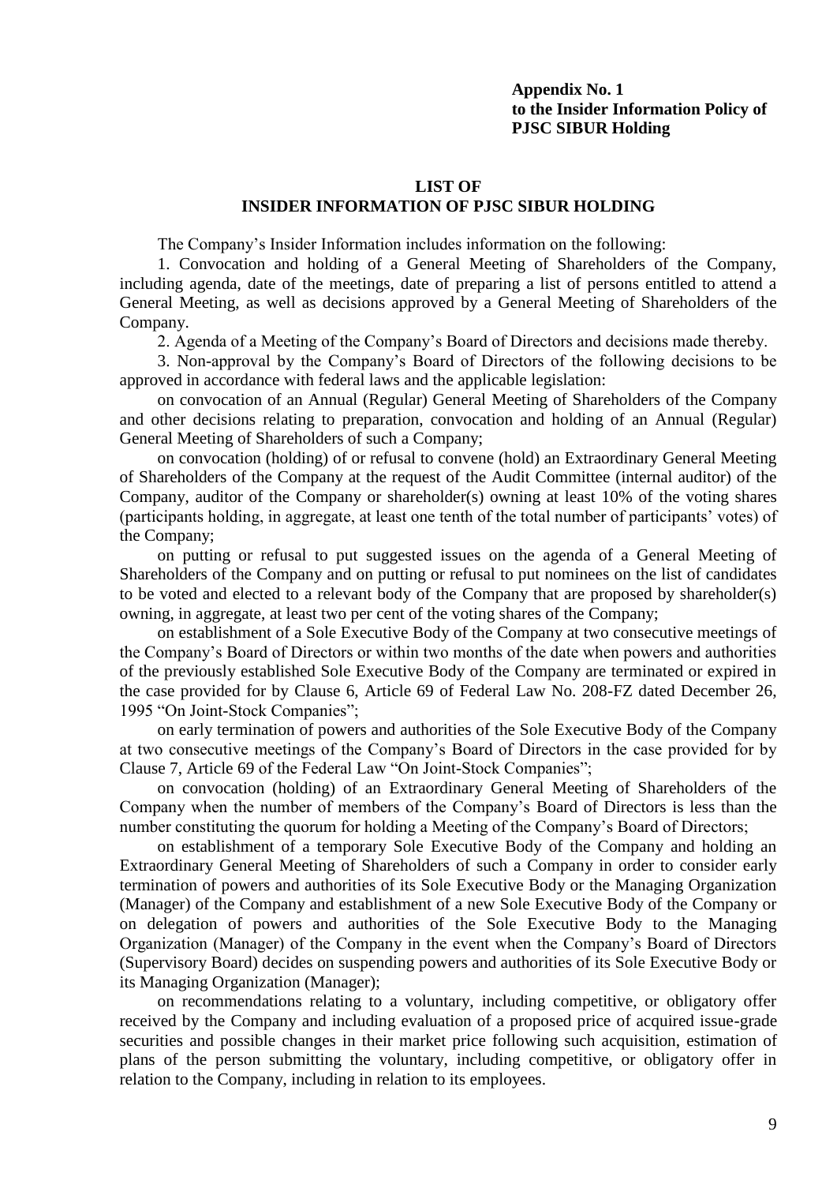**Appendix No. 1**
**to the Insider Information Policy of**
**PJSC SIBUR Holding**

## LIST OF
## INSIDER INFORMATION OF PJSC SIBUR HOLDING

The Company's Insider Information includes information on the following:

1. Convocation and holding of a General Meeting of Shareholders of the Company, including agenda, date of the meetings, date of preparing a list of persons entitled to attend a General Meeting, as well as decisions approved by a General Meeting of Shareholders of the Company.

2. Agenda of a Meeting of the Company's Board of Directors and decisions made thereby.

3. Non-approval by the Company's Board of Directors of the following decisions to be approved in accordance with federal laws and the applicable legislation:

on convocation of an Annual (Regular) General Meeting of Shareholders of the Company and other decisions relating to preparation, convocation and holding of an Annual (Regular) General Meeting of Shareholders of such a Company;

on convocation (holding) of or refusal to convene (hold) an Extraordinary General Meeting of Shareholders of the Company at the request of the Audit Committee (internal auditor) of the Company, auditor of the Company or shareholder(s) owning at least 10% of the voting shares (participants holding, in aggregate, at least one tenth of the total number of participants' votes) of the Company;

on putting or refusal to put suggested issues on the agenda of a General Meeting of Shareholders of the Company and on putting or refusal to put nominees on the list of candidates to be voted and elected to a relevant body of the Company that are proposed by shareholder(s) owning, in aggregate, at least two per cent of the voting shares of the Company;

on establishment of a Sole Executive Body of the Company at two consecutive meetings of the Company's Board of Directors or within two months of the date when powers and authorities of the previously established Sole Executive Body of the Company are terminated or expired in the case provided for by Clause 6, Article 69 of Federal Law No. 208-FZ dated December 26, 1995 "On Joint-Stock Companies";

on early termination of powers and authorities of the Sole Executive Body of the Company at two consecutive meetings of the Company's Board of Directors in the case provided for by Clause 7, Article 69 of the Federal Law "On Joint-Stock Companies";

on convocation (holding) of an Extraordinary General Meeting of Shareholders of the Company when the number of members of the Company's Board of Directors is less than the number constituting the quorum for holding a Meeting of the Company's Board of Directors;

on establishment of a temporary Sole Executive Body of the Company and holding an Extraordinary General Meeting of Shareholders of such a Company in order to consider early termination of powers and authorities of its Sole Executive Body or the Managing Organization (Manager) of the Company and establishment of a new Sole Executive Body of the Company or on delegation of powers and authorities of the Sole Executive Body to the Managing Organization (Manager) of the Company in the event when the Company's Board of Directors (Supervisory Board) decides on suspending powers and authorities of its Sole Executive Body or its Managing Organization (Manager);

on recommendations relating to a voluntary, including competitive, or obligatory offer received by the Company and including evaluation of a proposed price of acquired issue-grade securities and possible changes in their market price following such acquisition, estimation of plans of the person submitting the voluntary, including competitive, or obligatory offer in relation to the Company, including in relation to its employees.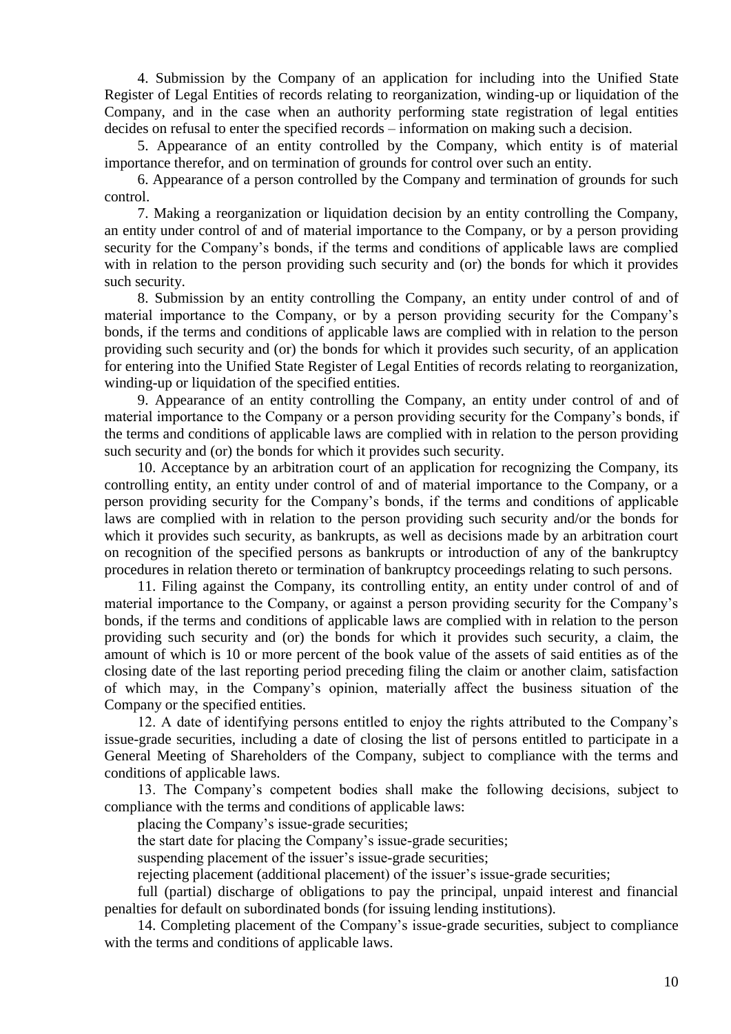4. Submission by the Company of an application for including into the Unified State Register of Legal Entities of records relating to reorganization, winding-up or liquidation of the Company, and in the case when an authority performing state registration of legal entities decides on refusal to enter the specified records – information on making such a decision.

5. Appearance of an entity controlled by the Company, which entity is of material importance therefor, and on termination of grounds for control over such an entity.

6. Appearance of a person controlled by the Company and termination of grounds for such control.

7. Making a reorganization or liquidation decision by an entity controlling the Company, an entity under control of and of material importance to the Company, or by a person providing security for the Company's bonds, if the terms and conditions of applicable laws are complied with in relation to the person providing such security and (or) the bonds for which it provides such security.

8. Submission by an entity controlling the Company, an entity under control of and of material importance to the Company, or by a person providing security for the Company's bonds, if the terms and conditions of applicable laws are complied with in relation to the person providing such security and (or) the bonds for which it provides such security, of an application for entering into the Unified State Register of Legal Entities of records relating to reorganization, winding-up or liquidation of the specified entities.

9. Appearance of an entity controlling the Company, an entity under control of and of material importance to the Company or a person providing security for the Company's bonds, if the terms and conditions of applicable laws are complied with in relation to the person providing such security and (or) the bonds for which it provides such security.

10. Acceptance by an arbitration court of an application for recognizing the Company, its controlling entity, an entity under control of and of material importance to the Company, or a person providing security for the Company's bonds, if the terms and conditions of applicable laws are complied with in relation to the person providing such security and/or the bonds for which it provides such security, as bankrupts, as well as decisions made by an arbitration court on recognition of the specified persons as bankrupts or introduction of any of the bankruptcy procedures in relation thereto or termination of bankruptcy proceedings relating to such persons.

11. Filing against the Company, its controlling entity, an entity under control of and of material importance to the Company, or against a person providing security for the Company's bonds, if the terms and conditions of applicable laws are complied with in relation to the person providing such security and (or) the bonds for which it provides such security, a claim, the amount of which is 10 or more percent of the book value of the assets of said entities as of the closing date of the last reporting period preceding filing the claim or another claim, satisfaction of which may, in the Company's opinion, materially affect the business situation of the Company or the specified entities.

12. A date of identifying persons entitled to enjoy the rights attributed to the Company's issue-grade securities, including a date of closing the list of persons entitled to participate in a General Meeting of Shareholders of the Company, subject to compliance with the terms and conditions of applicable laws.

13. The Company's competent bodies shall make the following decisions, subject to compliance with the terms and conditions of applicable laws:

placing the Company's issue-grade securities;

the start date for placing the Company's issue-grade securities;

suspending placement of the issuer's issue-grade securities;

rejecting placement (additional placement) of the issuer's issue-grade securities;

full (partial) discharge of obligations to pay the principal, unpaid interest and financial penalties for default on subordinated bonds (for issuing lending institutions).

14. Completing placement of the Company's issue-grade securities, subject to compliance with the terms and conditions of applicable laws.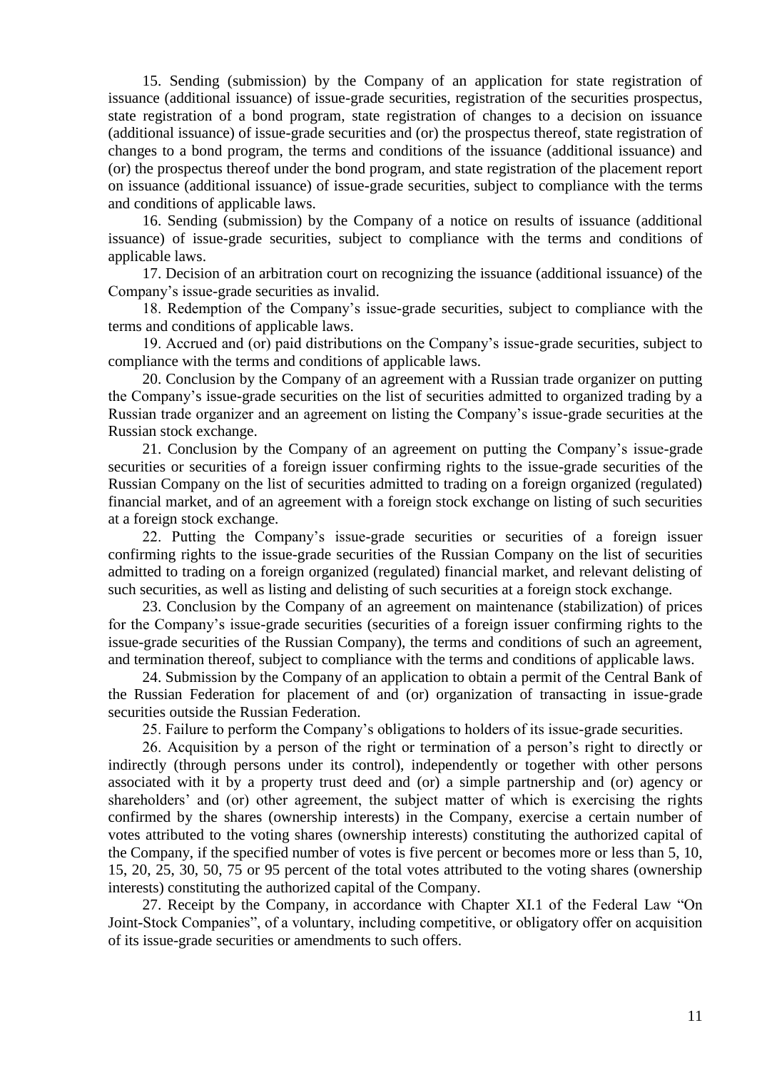15. Sending (submission) by the Company of an application for state registration of issuance (additional issuance) of issue-grade securities, registration of the securities prospectus, state registration of a bond program, state registration of changes to a decision on issuance (additional issuance) of issue-grade securities and (or) the prospectus thereof, state registration of changes to a bond program, the terms and conditions of the issuance (additional issuance) and (or) the prospectus thereof under the bond program, and state registration of the placement report on issuance (additional issuance) of issue-grade securities, subject to compliance with the terms and conditions of applicable laws.

16. Sending (submission) by the Company of a notice on results of issuance (additional issuance) of issue-grade securities, subject to compliance with the terms and conditions of applicable laws.

17. Decision of an arbitration court on recognizing the issuance (additional issuance) of the Company's issue-grade securities as invalid.

18. Redemption of the Company's issue-grade securities, subject to compliance with the terms and conditions of applicable laws.

19. Accrued and (or) paid distributions on the Company's issue-grade securities, subject to compliance with the terms and conditions of applicable laws.

20. Conclusion by the Company of an agreement with a Russian trade organizer on putting the Company's issue-grade securities on the list of securities admitted to organized trading by a Russian trade organizer and an agreement on listing the Company's issue-grade securities at the Russian stock exchange.

21. Conclusion by the Company of an agreement on putting the Company's issue-grade securities or securities of a foreign issuer confirming rights to the issue-grade securities of the Russian Company on the list of securities admitted to trading on a foreign organized (regulated) financial market, and of an agreement with a foreign stock exchange on listing of such securities at a foreign stock exchange.

22. Putting the Company's issue-grade securities or securities of a foreign issuer confirming rights to the issue-grade securities of the Russian Company on the list of securities admitted to trading on a foreign organized (regulated) financial market, and relevant delisting of such securities, as well as listing and delisting of such securities at a foreign stock exchange.

23. Conclusion by the Company of an agreement on maintenance (stabilization) of prices for the Company's issue-grade securities (securities of a foreign issuer confirming rights to the issue-grade securities of the Russian Company), the terms and conditions of such an agreement, and termination thereof, subject to compliance with the terms and conditions of applicable laws.

24. Submission by the Company of an application to obtain a permit of the Central Bank of the Russian Federation for placement of and (or) organization of transacting in issue-grade securities outside the Russian Federation.

25. Failure to perform the Company's obligations to holders of its issue-grade securities.

26. Acquisition by a person of the right or termination of a person's right to directly or indirectly (through persons under its control), independently or together with other persons associated with it by a property trust deed and (or) a simple partnership and (or) agency or shareholders' and (or) other agreement, the subject matter of which is exercising the rights confirmed by the shares (ownership interests) in the Company, exercise a certain number of votes attributed to the voting shares (ownership interests) constituting the authorized capital of the Company, if the specified number of votes is five percent or becomes more or less than 5, 10, 15, 20, 25, 30, 50, 75 or 95 percent of the total votes attributed to the voting shares (ownership interests) constituting the authorized capital of the Company.

27. Receipt by the Company, in accordance with Chapter XI.1 of the Federal Law "On Joint-Stock Companies", of a voluntary, including competitive, or obligatory offer on acquisition of its issue-grade securities or amendments to such offers.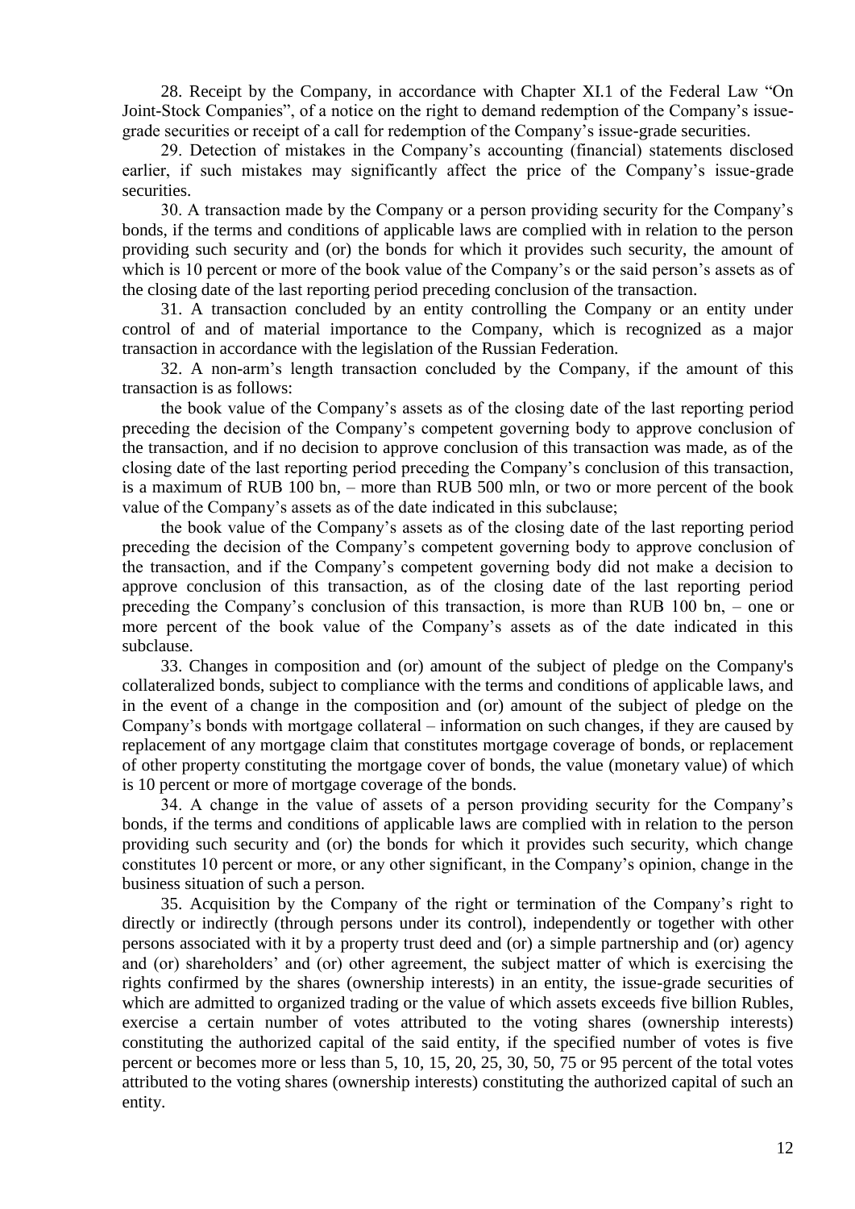28. Receipt by the Company, in accordance with Chapter XI.1 of the Federal Law "On Joint-Stock Companies", of a notice on the right to demand redemption of the Company's issue-grade securities or receipt of a call for redemption of the Company's issue-grade securities.

29. Detection of mistakes in the Company's accounting (financial) statements disclosed earlier, if such mistakes may significantly affect the price of the Company's issue-grade securities.

30. A transaction made by the Company or a person providing security for the Company's bonds, if the terms and conditions of applicable laws are complied with in relation to the person providing such security and (or) the bonds for which it provides such security, the amount of which is 10 percent or more of the book value of the Company's or the said person's assets as of the closing date of the last reporting period preceding conclusion of the transaction.

31. A transaction concluded by an entity controlling the Company or an entity under control of and of material importance to the Company, which is recognized as a major transaction in accordance with the legislation of the Russian Federation.

32. A non-arm's length transaction concluded by the Company, if the amount of this transaction is as follows:

the book value of the Company's assets as of the closing date of the last reporting period preceding the decision of the Company's competent governing body to approve conclusion of the transaction, and if no decision to approve conclusion of this transaction was made, as of the closing date of the last reporting period preceding the Company's conclusion of this transaction, is a maximum of RUB 100 bn, – more than RUB 500 mln, or two or more percent of the book value of the Company's assets as of the date indicated in this subclause;

the book value of the Company's assets as of the closing date of the last reporting period preceding the decision of the Company's competent governing body to approve conclusion of the transaction, and if the Company's competent governing body did not make a decision to approve conclusion of this transaction, as of the closing date of the last reporting period preceding the Company's conclusion of this transaction, is more than RUB 100 bn, – one or more percent of the book value of the Company's assets as of the date indicated in this subclause.

33. Changes in composition and (or) amount of the subject of pledge on the Company's collateralized bonds, subject to compliance with the terms and conditions of applicable laws, and in the event of a change in the composition and (or) amount of the subject of pledge on the Company's bonds with mortgage collateral – information on such changes, if they are caused by replacement of any mortgage claim that constitutes mortgage coverage of bonds, or replacement of other property constituting the mortgage cover of bonds, the value (monetary value) of which is 10 percent or more of mortgage coverage of the bonds.

34. A change in the value of assets of a person providing security for the Company's bonds, if the terms and conditions of applicable laws are complied with in relation to the person providing such security and (or) the bonds for which it provides such security, which change constitutes 10 percent or more, or any other significant, in the Company's opinion, change in the business situation of such a person.

35. Acquisition by the Company of the right or termination of the Company's right to directly or indirectly (through persons under its control), independently or together with other persons associated with it by a property trust deed and (or) a simple partnership and (or) agency and (or) shareholders' and (or) other agreement, the subject matter of which is exercising the rights confirmed by the shares (ownership interests) in an entity, the issue-grade securities of which are admitted to organized trading or the value of which assets exceeds five billion Rubles, exercise a certain number of votes attributed to the voting shares (ownership interests) constituting the authorized capital of the said entity, if the specified number of votes is five percent or becomes more or less than 5, 10, 15, 20, 25, 30, 50, 75 or 95 percent of the total votes attributed to the voting shares (ownership interests) constituting the authorized capital of such an entity.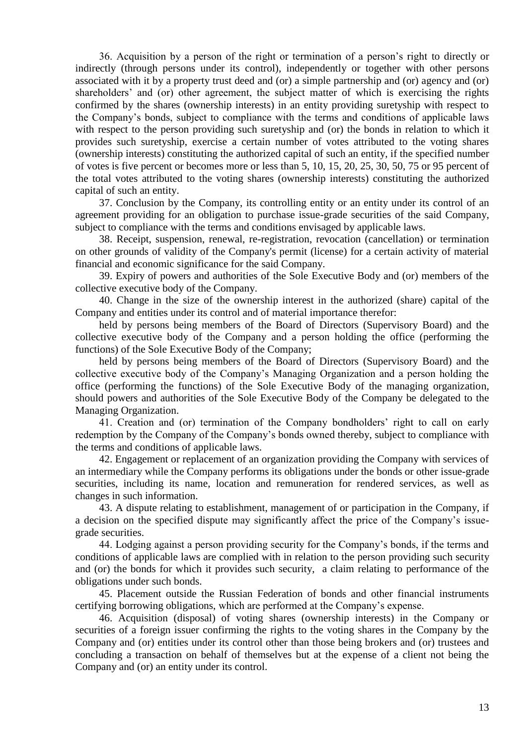36. Acquisition by a person of the right or termination of a person's right to directly or indirectly (through persons under its control), independently or together with other persons associated with it by a property trust deed and (or) a simple partnership and (or) agency and (or) shareholders' and (or) other agreement, the subject matter of which is exercising the rights confirmed by the shares (ownership interests) in an entity providing suretyship with respect to the Company's bonds, subject to compliance with the terms and conditions of applicable laws with respect to the person providing such suretyship and (or) the bonds in relation to which it provides such suretyship, exercise a certain number of votes attributed to the voting shares (ownership interests) constituting the authorized capital of such an entity, if the specified number of votes is five percent or becomes more or less than 5, 10, 15, 20, 25, 30, 50, 75 or 95 percent of the total votes attributed to the voting shares (ownership interests) constituting the authorized capital of such an entity.

37. Conclusion by the Company, its controlling entity or an entity under its control of an agreement providing for an obligation to purchase issue-grade securities of the said Company, subject to compliance with the terms and conditions envisaged by applicable laws.

38. Receipt, suspension, renewal, re-registration, revocation (cancellation) or termination on other grounds of validity of the Company's permit (license) for a certain activity of material financial and economic significance for the said Company.

39. Expiry of powers and authorities of the Sole Executive Body and (or) members of the collective executive body of the Company.

40. Change in the size of the ownership interest in the authorized (share) capital of the Company and entities under its control and of material importance therefor:

held by persons being members of the Board of Directors (Supervisory Board) and the collective executive body of the Company and a person holding the office (performing the functions) of the Sole Executive Body of the Company;

held by persons being members of the Board of Directors (Supervisory Board) and the collective executive body of the Company's Managing Organization and a person holding the office (performing the functions) of the Sole Executive Body of the managing organization, should powers and authorities of the Sole Executive Body of the Company be delegated to the Managing Organization.

41. Creation and (or) termination of the Company bondholders' right to call on early redemption by the Company of the Company's bonds owned thereby, subject to compliance with the terms and conditions of applicable laws.

42. Engagement or replacement of an organization providing the Company with services of an intermediary while the Company performs its obligations under the bonds or other issue-grade securities, including its name, location and remuneration for rendered services, as well as changes in such information.

43. A dispute relating to establishment, management of or participation in the Company, if a decision on the specified dispute may significantly affect the price of the Company's issue-grade securities.

44. Lodging against a person providing security for the Company's bonds, if the terms and conditions of applicable laws are complied with in relation to the person providing such security and (or) the bonds for which it provides such security, a claim relating to performance of the obligations under such bonds.

45. Placement outside the Russian Federation of bonds and other financial instruments certifying borrowing obligations, which are performed at the Company's expense.

46. Acquisition (disposal) of voting shares (ownership interests) in the Company or securities of a foreign issuer confirming the rights to the voting shares in the Company by the Company and (or) entities under its control other than those being brokers and (or) trustees and concluding a transaction on behalf of themselves but at the expense of a client not being the Company and (or) an entity under its control.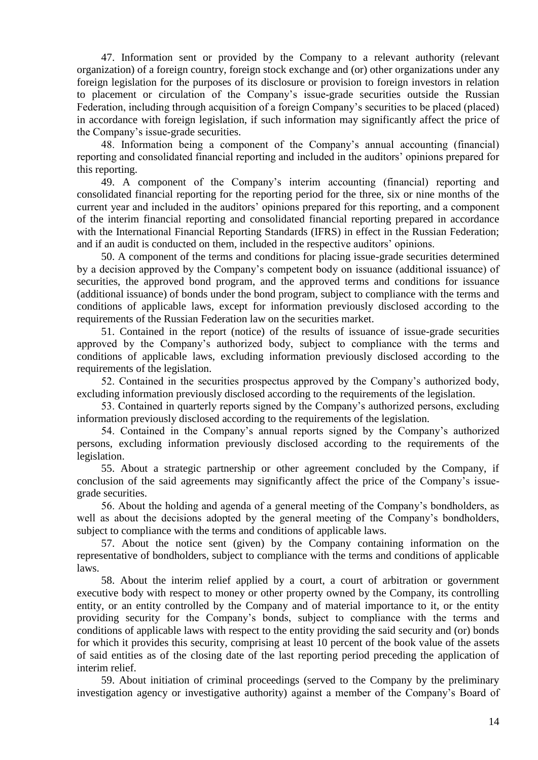47. Information sent or provided by the Company to a relevant authority (relevant organization) of a foreign country, foreign stock exchange and (or) other organizations under any foreign legislation for the purposes of its disclosure or provision to foreign investors in relation to placement or circulation of the Company's issue-grade securities outside the Russian Federation, including through acquisition of a foreign Company's securities to be placed (placed) in accordance with foreign legislation, if such information may significantly affect the price of the Company's issue-grade securities.

48. Information being a component of the Company's annual accounting (financial) reporting and consolidated financial reporting and included in the auditors' opinions prepared for this reporting.

49. A component of the Company's interim accounting (financial) reporting and consolidated financial reporting for the reporting period for the three, six or nine months of the current year and included in the auditors' opinions prepared for this reporting, and a component of the interim financial reporting and consolidated financial reporting prepared in accordance with the International Financial Reporting Standards (IFRS) in effect in the Russian Federation; and if an audit is conducted on them, included in the respective auditors' opinions.

50. A component of the terms and conditions for placing issue-grade securities determined by a decision approved by the Company's competent body on issuance (additional issuance) of securities, the approved bond program, and the approved terms and conditions for issuance (additional issuance) of bonds under the bond program, subject to compliance with the terms and conditions of applicable laws, except for information previously disclosed according to the requirements of the Russian Federation law on the securities market.

51. Contained in the report (notice) of the results of issuance of issue-grade securities approved by the Company's authorized body, subject to compliance with the terms and conditions of applicable laws, excluding information previously disclosed according to the requirements of the legislation.

52. Contained in the securities prospectus approved by the Company's authorized body, excluding information previously disclosed according to the requirements of the legislation.

53. Contained in quarterly reports signed by the Company's authorized persons, excluding information previously disclosed according to the requirements of the legislation.

54. Contained in the Company's annual reports signed by the Company's authorized persons, excluding information previously disclosed according to the requirements of the legislation.

55. About a strategic partnership or other agreement concluded by the Company, if conclusion of the said agreements may significantly affect the price of the Company's issue-grade securities.

56. About the holding and agenda of a general meeting of the Company's bondholders, as well as about the decisions adopted by the general meeting of the Company's bondholders, subject to compliance with the terms and conditions of applicable laws.

57. About the notice sent (given) by the Company containing information on the representative of bondholders, subject to compliance with the terms and conditions of applicable laws.

58. About the interim relief applied by a court, a court of arbitration or government executive body with respect to money or other property owned by the Company, its controlling entity, or an entity controlled by the Company and of material importance to it, or the entity providing security for the Company's bonds, subject to compliance with the terms and conditions of applicable laws with respect to the entity providing the said security and (or) bonds for which it provides this security, comprising at least 10 percent of the book value of the assets of said entities as of the closing date of the last reporting period preceding the application of interim relief.

59. About initiation of criminal proceedings (served to the Company by the preliminary investigation agency or investigative authority) against a member of the Company's Board of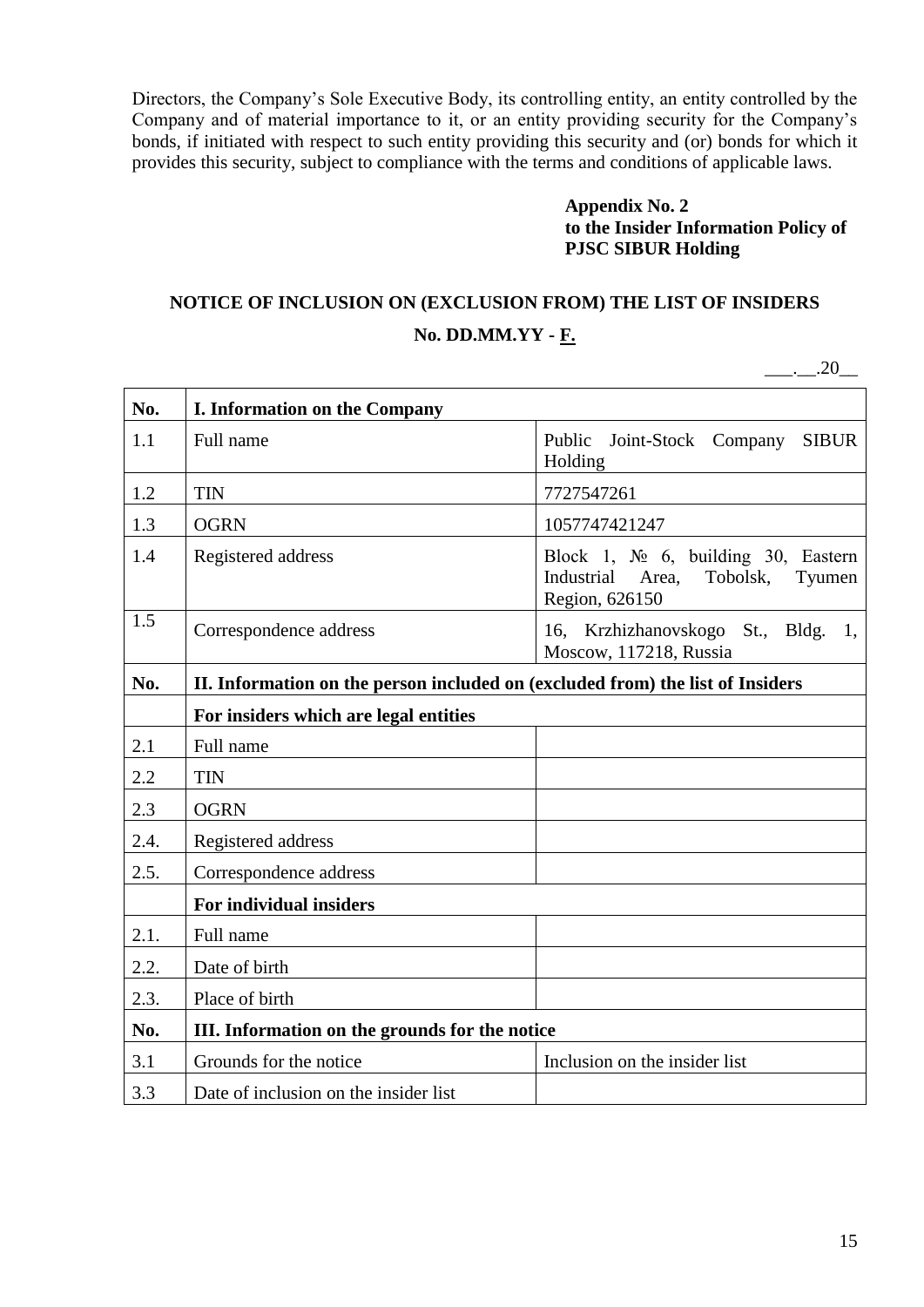Directors, the Company's Sole Executive Body, its controlling entity, an entity controlled by the Company and of material importance to it, or an entity providing security for the Company's bonds, if initiated with respect to such entity providing this security and (or) bonds for which it provides this security, subject to compliance with the terms and conditions of applicable laws.

**Appendix No. 2**
**to the Insider Information Policy of PJSC SIBUR Holding**

## NOTICE OF INCLUSION ON (EXCLUSION FROM) THE LIST OF INSIDERS

**No. DD.MM.YY - F.**

___.__.20__

| No. | I. Information on the Company | |
|---|---|---|
| 1.1 | Full name | Public Joint-Stock Company SIBUR Holding |
| 1.2 | TIN | 7727547261 |
| 1.3 | OGRN | 1057747421247 |
| 1.4 | Registered address | Block 1, № 6, building 30, Eastern Industrial Area, Tobolsk, Tyumen Region, 626150 |
| 1.5 | Correspondence address | 16, Krzhizhanovskogo St., Bldg. 1, Moscow, 117218, Russia |
| **No.** | **II. Information on the person included on (excluded from) the list of Insiders** | |
| | **For insiders which are legal entities** | |
| 2.1 | Full name | |
| 2.2 | TIN | |
| 2.3 | OGRN | |
| 2.4. | Registered address | |
| 2.5. | Correspondence address | |
| | **For individual insiders** | |
| 2.1. | Full name | |
| 2.2. | Date of birth | |
| 2.3. | Place of birth | |
| **No.** | **III. Information on the grounds for the notice** | |
| 3.1 | Grounds for the notice | Inclusion on the insider list |
| 3.3 | Date of inclusion on the insider list | |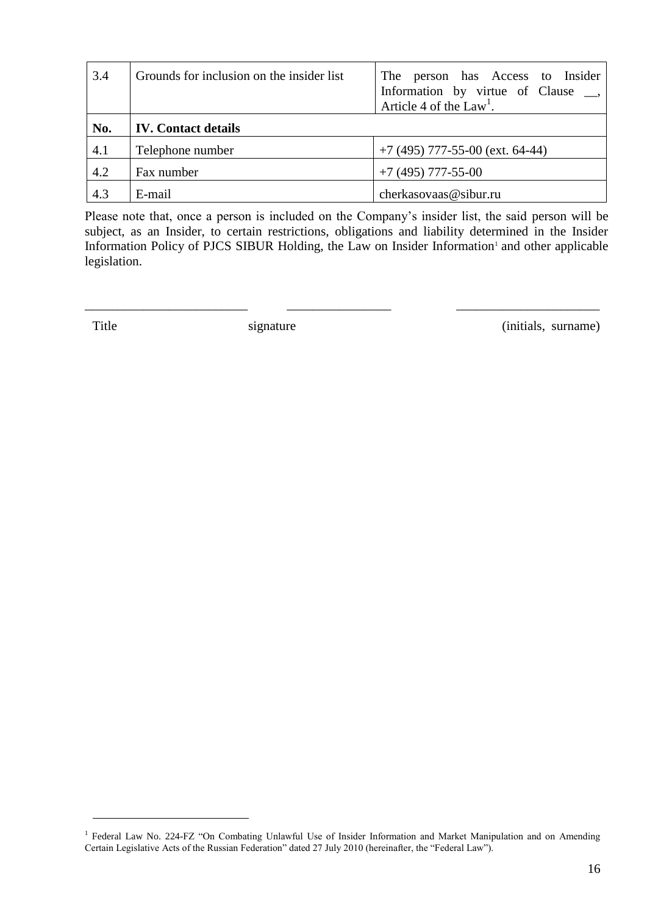| 3.4 | Grounds for inclusion on the insider list | The person has Access to Insider Information by virtue of Clause __, Article 4 of the Law[1]. |
|---|---|---|
| **No.** | **IV. Contact details** | |
| 4.1 | Telephone number | +7 (495) 777-55-00 (ext. 64-44) |
| 4.2 | Fax number | +7 (495) 777-55-00 |
| 4.3 | E-mail | cherkasovaas@sibur.ru |

Please note that, once a person is included on the Company's insider list, the said person will be subject, as an Insider, to certain restrictions, obligations and liability determined in the Insider Information Policy of PJCS SIBUR Holding, the Law on Insider Information[1] and other applicable legislation.

_________________________ ________________ ______________________

Title signature (initials, surname)

---

[1] Federal Law No. 224-FZ "On Combating Unlawful Use of Insider Information and Market Manipulation and on Amending Certain Legislative Acts of the Russian Federation" dated 27 July 2010 (hereinafter, the "Federal Law").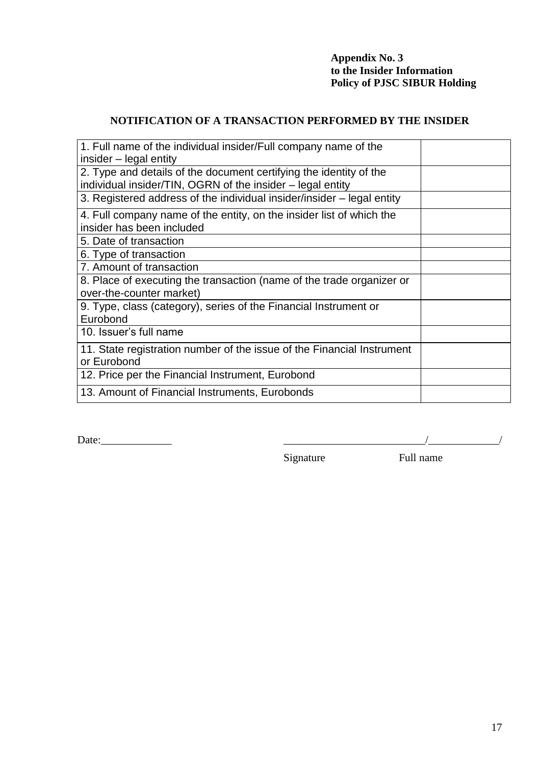**Appendix No. 3**
**to the Insider Information**
**Policy of PJSC SIBUR Holding**

## NOTIFICATION OF A TRANSACTION PERFORMED BY THE INSIDER

| | |
|---|---|
| 1. Full name of the individual insider/Full company name of the insider – legal entity | |
| 2. Type and details of the document certifying the identity of the individual insider/TIN, OGRN of the insider – legal entity | |
| 3. Registered address of the individual insider/insider – legal entity | |
| 4. Full company name of the entity, on the insider list of which the insider has been included | |
| 5. Date of transaction | |
| 6. Type of transaction | |
| 7. Amount of transaction | |
| 8. Place of executing the transaction (name of the trade organizer or over-the-counter market) | |
| 9. Type, class (category), series of the Financial Instrument or Eurobond | |
| 10. Issuer's full name | |
| 11. State registration number of the issue of the Financial Instrument or Eurobond | |
| 12. Price per the Financial Instrument, Eurobond | |
| 13. Amount of Financial Instruments, Eurobonds | |

Date:_____________ __________________________/_____________/

Signature Full name